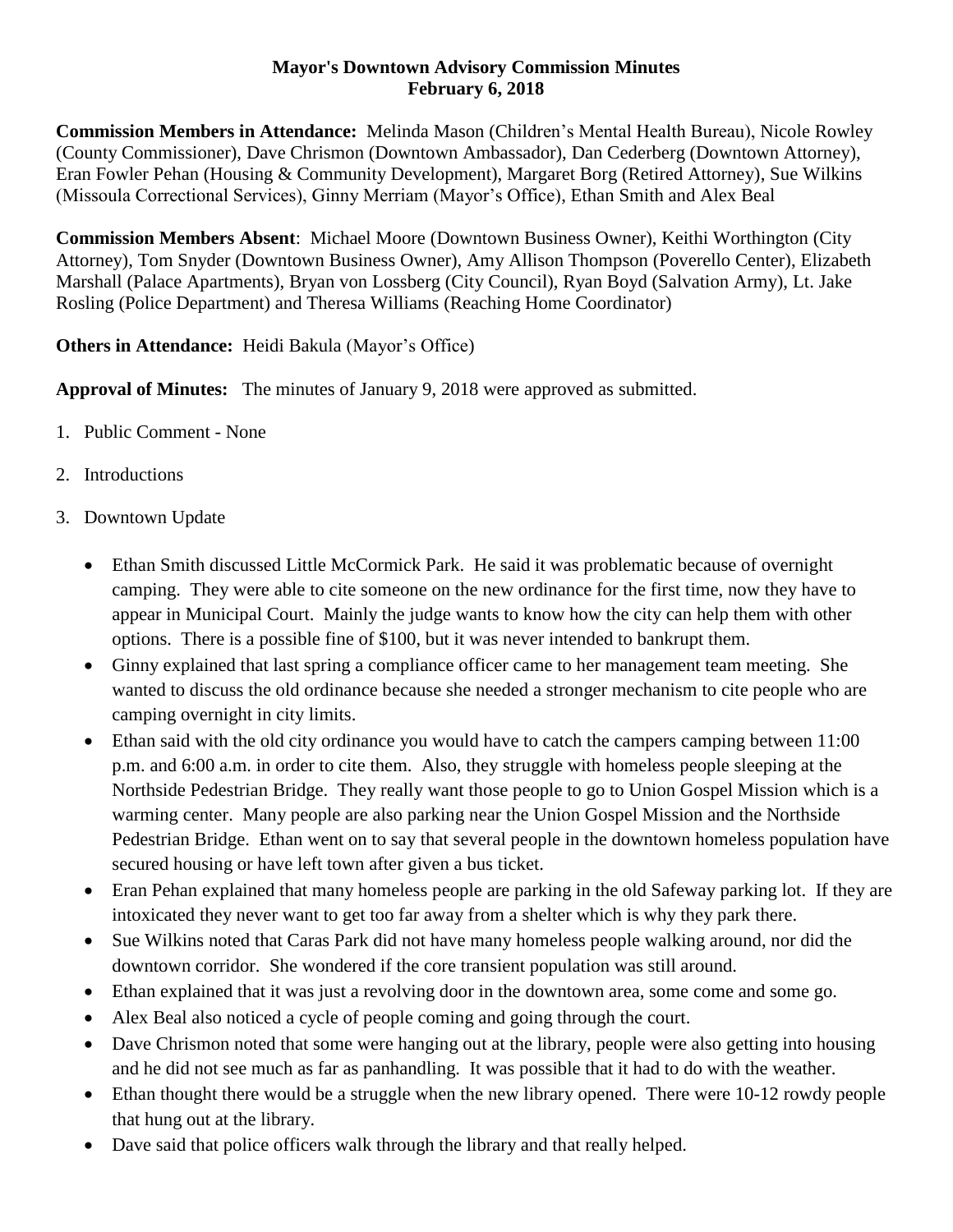**Mayor's Downtown Advisory Commission Minutes**
**February 6, 2018**

**Commission Members in Attendance:** Melinda Mason (Children's Mental Health Bureau), Nicole Rowley (County Commissioner), Dave Chrismon (Downtown Ambassador), Dan Cederberg (Downtown Attorney), Eran Fowler Pehan (Housing & Community Development), Margaret Borg (Retired Attorney), Sue Wilkins (Missoula Correctional Services), Ginny Merriam (Mayor's Office), Ethan Smith and Alex Beal

**Commission Members Absent**: Michael Moore (Downtown Business Owner), Keithi Worthington (City Attorney), Tom Snyder (Downtown Business Owner), Amy Allison Thompson (Poverello Center), Elizabeth Marshall (Palace Apartments), Bryan von Lossberg (City Council), Ryan Boyd (Salvation Army), Lt. Jake Rosling (Police Department) and Theresa Williams (Reaching Home Coordinator)

**Others in Attendance:** Heidi Bakula (Mayor's Office)

**Approval of Minutes:** The minutes of January 9, 2018 were approved as submitted.

1. Public Comment - None
2. Introductions
3. Downtown Update
   - Ethan Smith discussed Little McCormick Park. He said it was problematic because of overnight camping. They were able to cite someone on the new ordinance for the first time, now they have to appear in Municipal Court. Mainly the judge wants to know how the city can help them with other options. There is a possible fine of $100, but it was never intended to bankrupt them.
   - Ginny explained that last spring a compliance officer came to her management team meeting. She wanted to discuss the old ordinance because she needed a stronger mechanism to cite people who are camping overnight in city limits.
   - Ethan said with the old city ordinance you would have to catch the campers camping between 11:00 p.m. and 6:00 a.m. in order to cite them. Also, they struggle with homeless people sleeping at the Northside Pedestrian Bridge. They really want those people to go to Union Gospel Mission which is a warming center. Many people are also parking near the Union Gospel Mission and the Northside Pedestrian Bridge. Ethan went on to say that several people in the downtown homeless population have secured housing or have left town after given a bus ticket.
   - Eran Pehan explained that many homeless people are parking in the old Safeway parking lot. If they are intoxicated they never want to get too far away from a shelter which is why they park there.
   - Sue Wilkins noted that Caras Park did not have many homeless people walking around, nor did the downtown corridor. She wondered if the core transient population was still around.
   - Ethan explained that it was just a revolving door in the downtown area, some come and some go.
   - Alex Beal also noticed a cycle of people coming and going through the court.
   - Dave Chrismon noted that some were hanging out at the library, people were also getting into housing and he did not see much as far as panhandling. It was possible that it had to do with the weather.
   - Ethan thought there would be a struggle when the new library opened. There were 10-12 rowdy people that hung out at the library.
   - Dave said that police officers walk through the library and that really helped.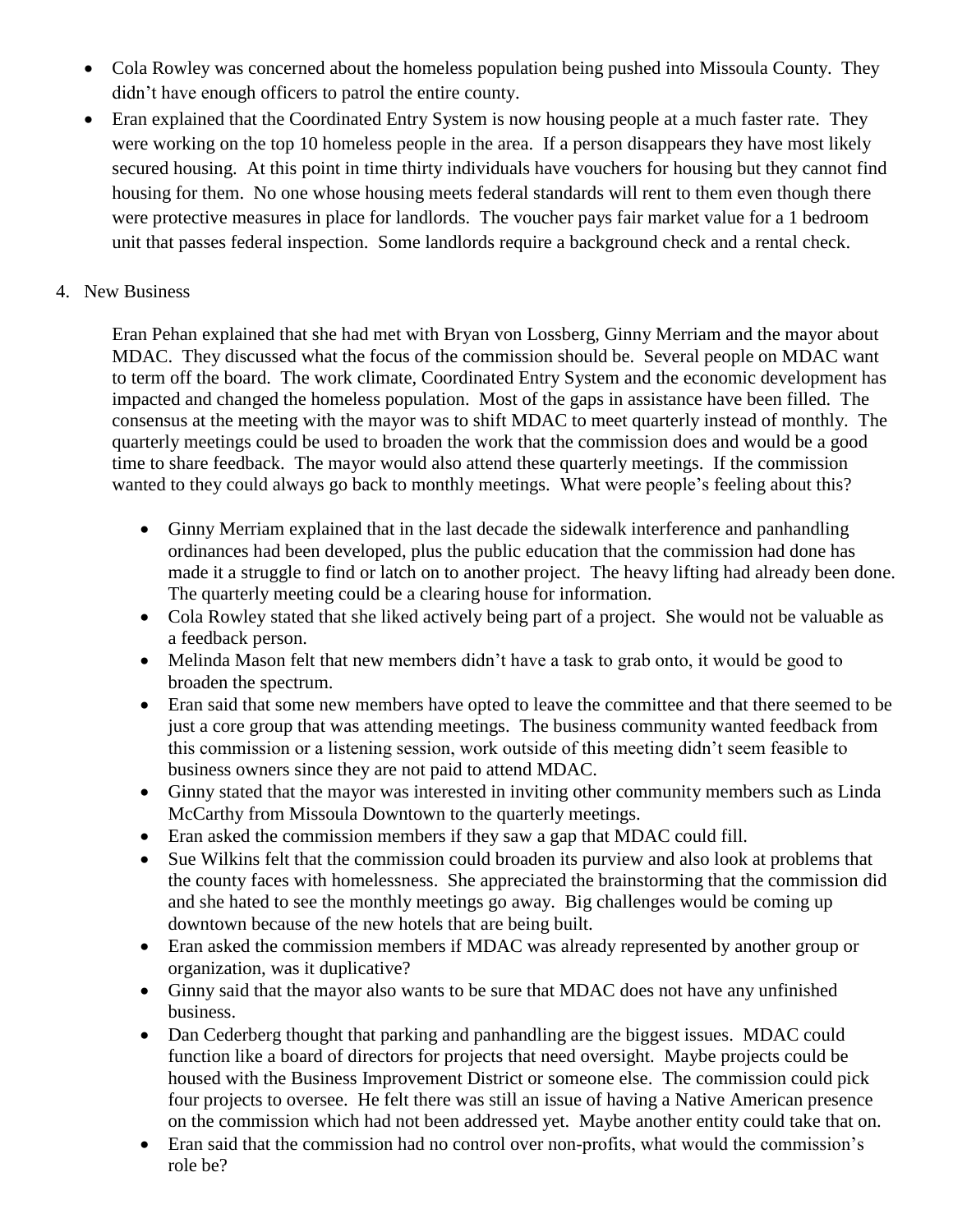- Cola Rowley was concerned about the homeless population being pushed into Missoula County. They didn't have enough officers to patrol the entire county.
- Eran explained that the Coordinated Entry System is now housing people at a much faster rate. They were working on the top 10 homeless people in the area. If a person disappears they have most likely secured housing. At this point in time thirty individuals have vouchers for housing but they cannot find housing for them. No one whose housing meets federal standards will rent to them even though there were protective measures in place for landlords. The voucher pays fair market value for a 1 bedroom unit that passes federal inspection. Some landlords require a background check and a rental check.

4. New Business

Eran Pehan explained that she had met with Bryan von Lossberg, Ginny Merriam and the mayor about MDAC. They discussed what the focus of the commission should be. Several people on MDAC want to term off the board. The work climate, Coordinated Entry System and the economic development has impacted and changed the homeless population. Most of the gaps in assistance have been filled. The consensus at the meeting with the mayor was to shift MDAC to meet quarterly instead of monthly. The quarterly meetings could be used to broaden the work that the commission does and would be a good time to share feedback. The mayor would also attend these quarterly meetings. If the commission wanted to they could always go back to monthly meetings. What were people's feeling about this?

- Ginny Merriam explained that in the last decade the sidewalk interference and panhandling ordinances had been developed, plus the public education that the commission had done has made it a struggle to find or latch on to another project. The heavy lifting had already been done. The quarterly meeting could be a clearing house for information.
- Cola Rowley stated that she liked actively being part of a project. She would not be valuable as a feedback person.
- Melinda Mason felt that new members didn't have a task to grab onto, it would be good to broaden the spectrum.
- Eran said that some new members have opted to leave the committee and that there seemed to be just a core group that was attending meetings. The business community wanted feedback from this commission or a listening session, work outside of this meeting didn't seem feasible to business owners since they are not paid to attend MDAC.
- Ginny stated that the mayor was interested in inviting other community members such as Linda McCarthy from Missoula Downtown to the quarterly meetings.
- Eran asked the commission members if they saw a gap that MDAC could fill.
- Sue Wilkins felt that the commission could broaden its purview and also look at problems that the county faces with homelessness. She appreciated the brainstorming that the commission did and she hated to see the monthly meetings go away. Big challenges would be coming up downtown because of the new hotels that are being built.
- Eran asked the commission members if MDAC was already represented by another group or organization, was it duplicative?
- Ginny said that the mayor also wants to be sure that MDAC does not have any unfinished business.
- Dan Cederberg thought that parking and panhandling are the biggest issues. MDAC could function like a board of directors for projects that need oversight. Maybe projects could be housed with the Business Improvement District or someone else. The commission could pick four projects to oversee. He felt there was still an issue of having a Native American presence on the commission which had not been addressed yet. Maybe another entity could take that on.
- Eran said that the commission had no control over non-profits, what would the commission's role be?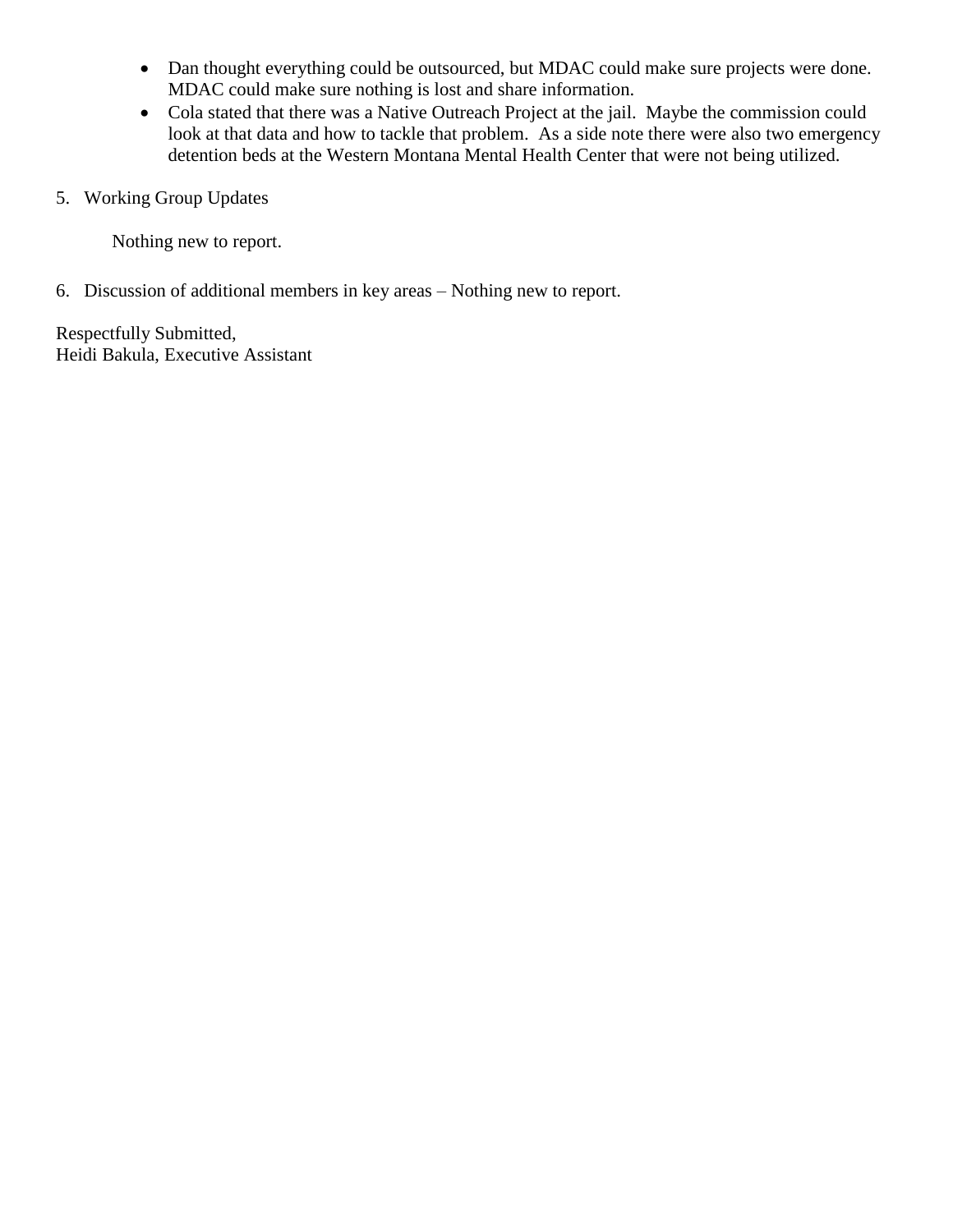- Dan thought everything could be outsourced, but MDAC could make sure projects were done. MDAC could make sure nothing is lost and share information.
- Cola stated that there was a Native Outreach Project at the jail. Maybe the commission could look at that data and how to tackle that problem. As a side note there were also two emergency detention beds at the Western Montana Mental Health Center that were not being utilized.

5. Working Group Updates

   Nothing new to report.

6. Discussion of additional members in key areas – Nothing new to report.

Respectfully Submitted,
Heidi Bakula, Executive Assistant